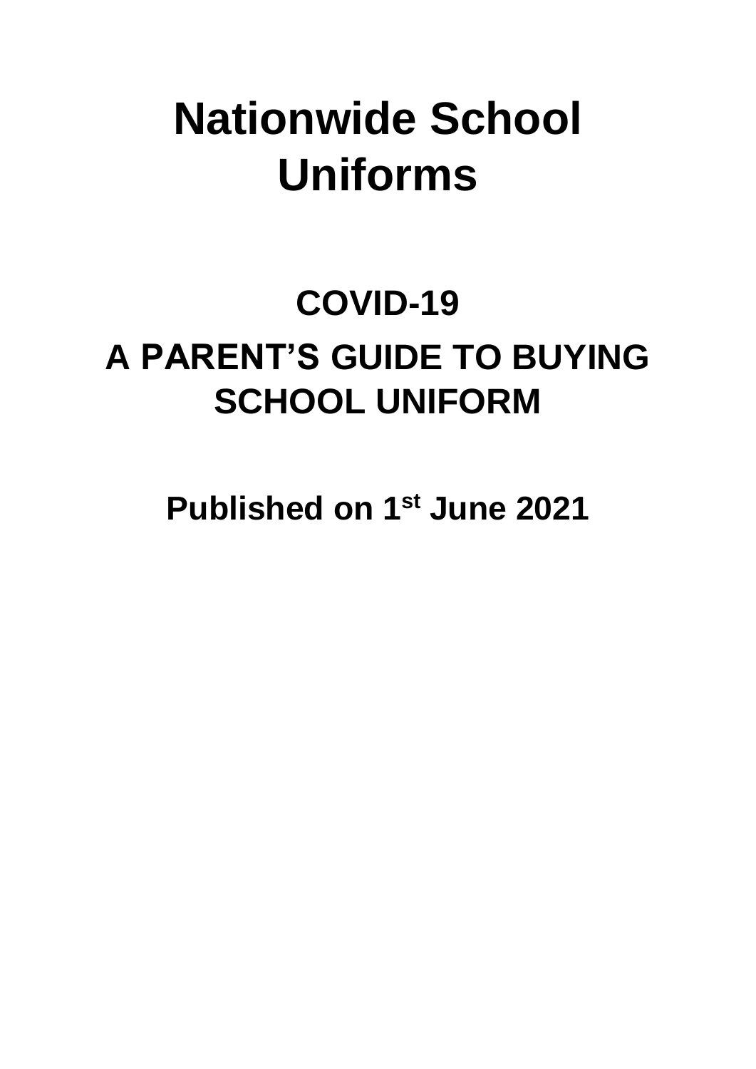# Nationwide School Uniforms

## COVID-19

## A PARENT'S GUIDE TO BUYING SCHOOL UNIFORM

**Published on 1st June 2021**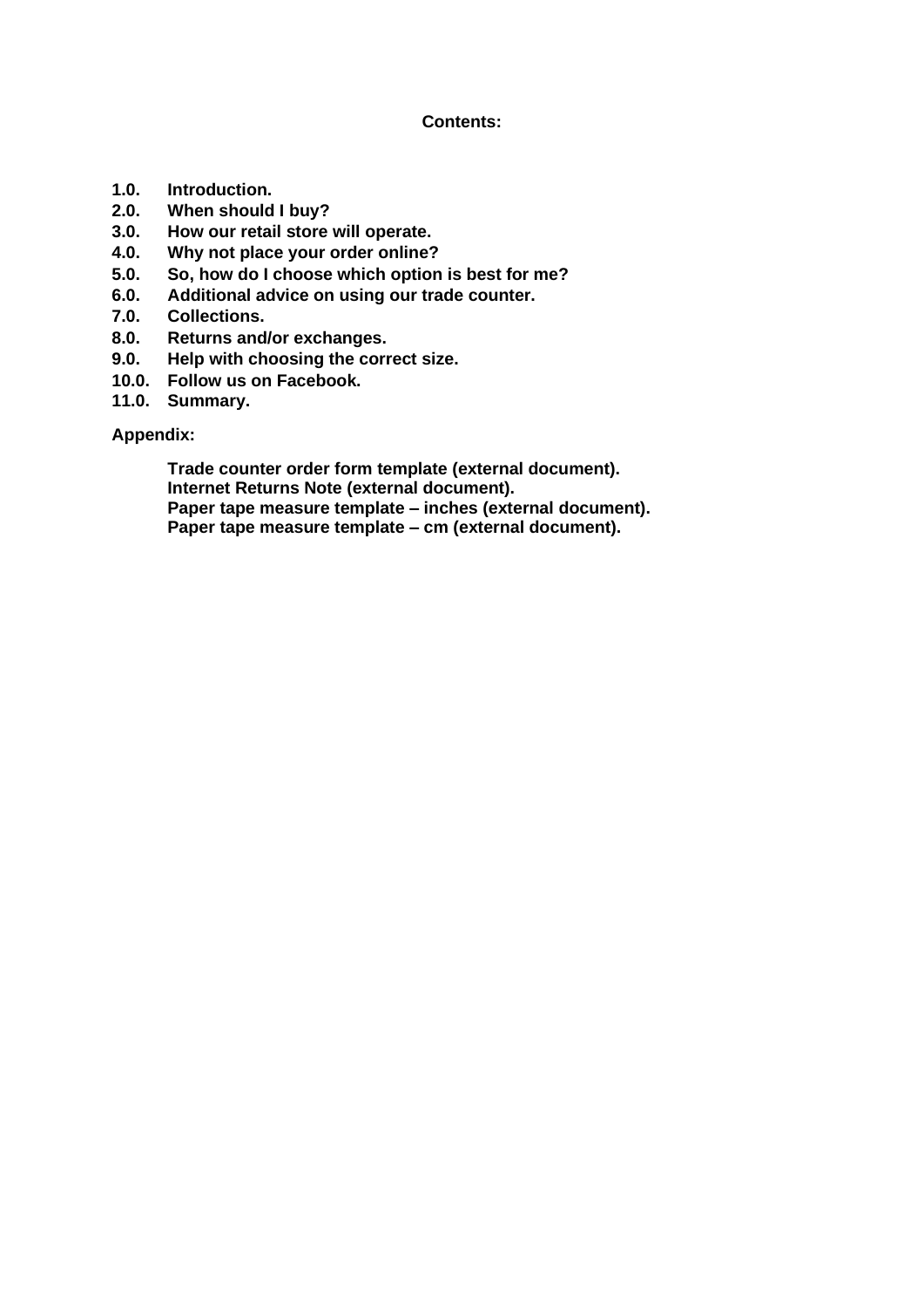**Contents:**

- **1.0. Introduction.**
- **2.0. When should I buy?**
- **3.0. How our retail store will operate.**
- **4.0. Why not place your order online?**
- **5.0. So, how do I choose which option is best for me?**
- **6.0. Additional advice on using our trade counter.**
- **7.0. Collections.**
- **8.0. Returns and/or exchanges.**
- **9.0. Help with choosing the correct size.**
- **10.0. Follow us on Facebook.**
- **11.0. Summary.**

**Appendix:**

- **Trade counter order form template (external document).**
- **Internet Returns Note (external document).**
- **Paper tape measure template – inches (external document).**
- **Paper tape measure template – cm (external document).**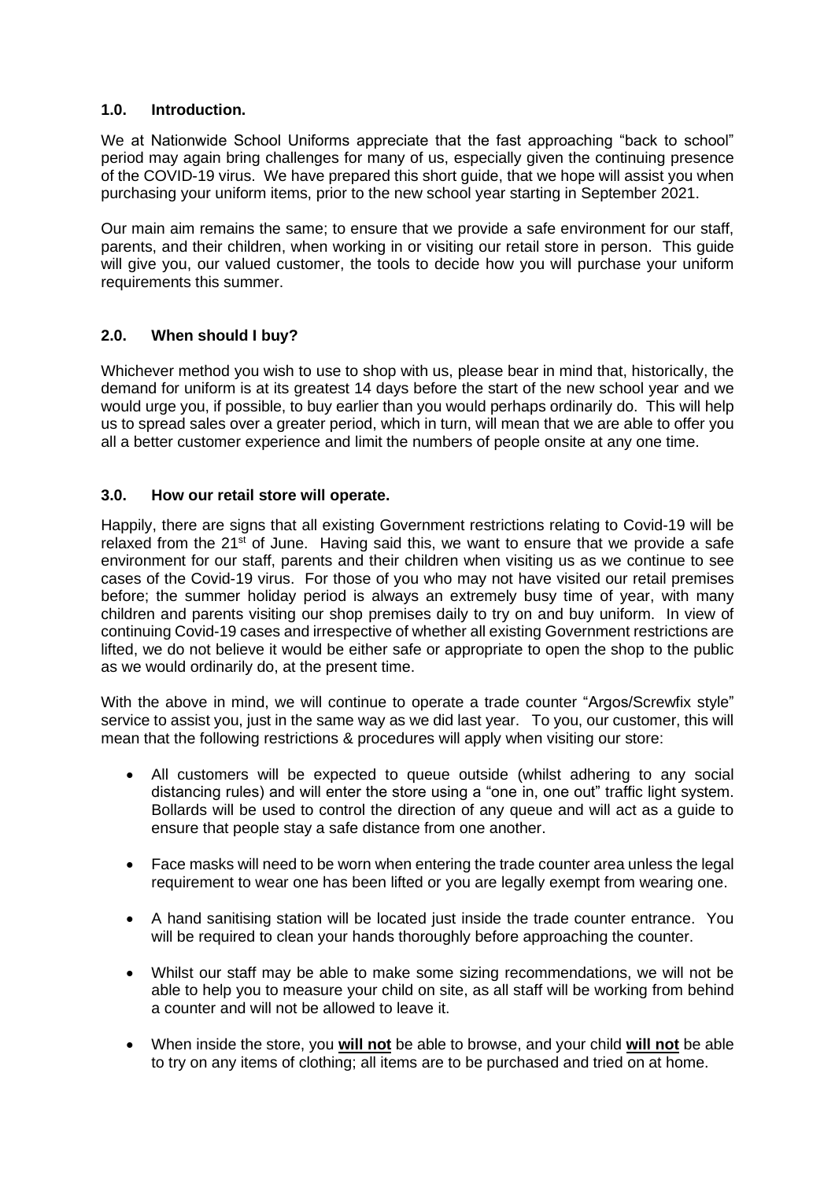## 1.0. Introduction.

We at Nationwide School Uniforms appreciate that the fast approaching "back to school" period may again bring challenges for many of us, especially given the continuing presence of the COVID-19 virus. We have prepared this short guide, that we hope will assist you when purchasing your uniform items, prior to the new school year starting in September 2021.

Our main aim remains the same; to ensure that we provide a safe environment for our staff, parents, and their children, when working in or visiting our retail store in person. This guide will give you, our valued customer, the tools to decide how you will purchase your uniform requirements this summer.

## 2.0. When should I buy?

Whichever method you wish to use to shop with us, please bear in mind that, historically, the demand for uniform is at its greatest 14 days before the start of the new school year and we would urge you, if possible, to buy earlier than you would perhaps ordinarily do. This will help us to spread sales over a greater period, which in turn, will mean that we are able to offer you all a better customer experience and limit the numbers of people onsite at any one time.

## 3.0. How our retail store will operate.

Happily, there are signs that all existing Government restrictions relating to Covid-19 will be relaxed from the 21st of June. Having said this, we want to ensure that we provide a safe environment for our staff, parents and their children when visiting us as we continue to see cases of the Covid-19 virus. For those of you who may not have visited our retail premises before; the summer holiday period is always an extremely busy time of year, with many children and parents visiting our shop premises daily to try on and buy uniform. In view of continuing Covid-19 cases and irrespective of whether all existing Government restrictions are lifted, we do not believe it would be either safe or appropriate to open the shop to the public as we would ordinarily do, at the present time.

With the above in mind, we will continue to operate a trade counter "Argos/Screwfix style" service to assist you, just in the same way as we did last year. To you, our customer, this will mean that the following restrictions & procedures will apply when visiting our store:

- All customers will be expected to queue outside (whilst adhering to any social distancing rules) and will enter the store using a "one in, one out" traffic light system. Bollards will be used to control the direction of any queue and will act as a guide to ensure that people stay a safe distance from one another.
- Face masks will need to be worn when entering the trade counter area unless the legal requirement to wear one has been lifted or you are legally exempt from wearing one.
- A hand sanitising station will be located just inside the trade counter entrance. You will be required to clean your hands thoroughly before approaching the counter.
- Whilst our staff may be able to make some sizing recommendations, we will not be able to help you to measure your child on site, as all staff will be working from behind a counter and will not be allowed to leave it.
- When inside the store, you **will not** be able to browse, and your child **will not** be able to try on any items of clothing; all items are to be purchased and tried on at home.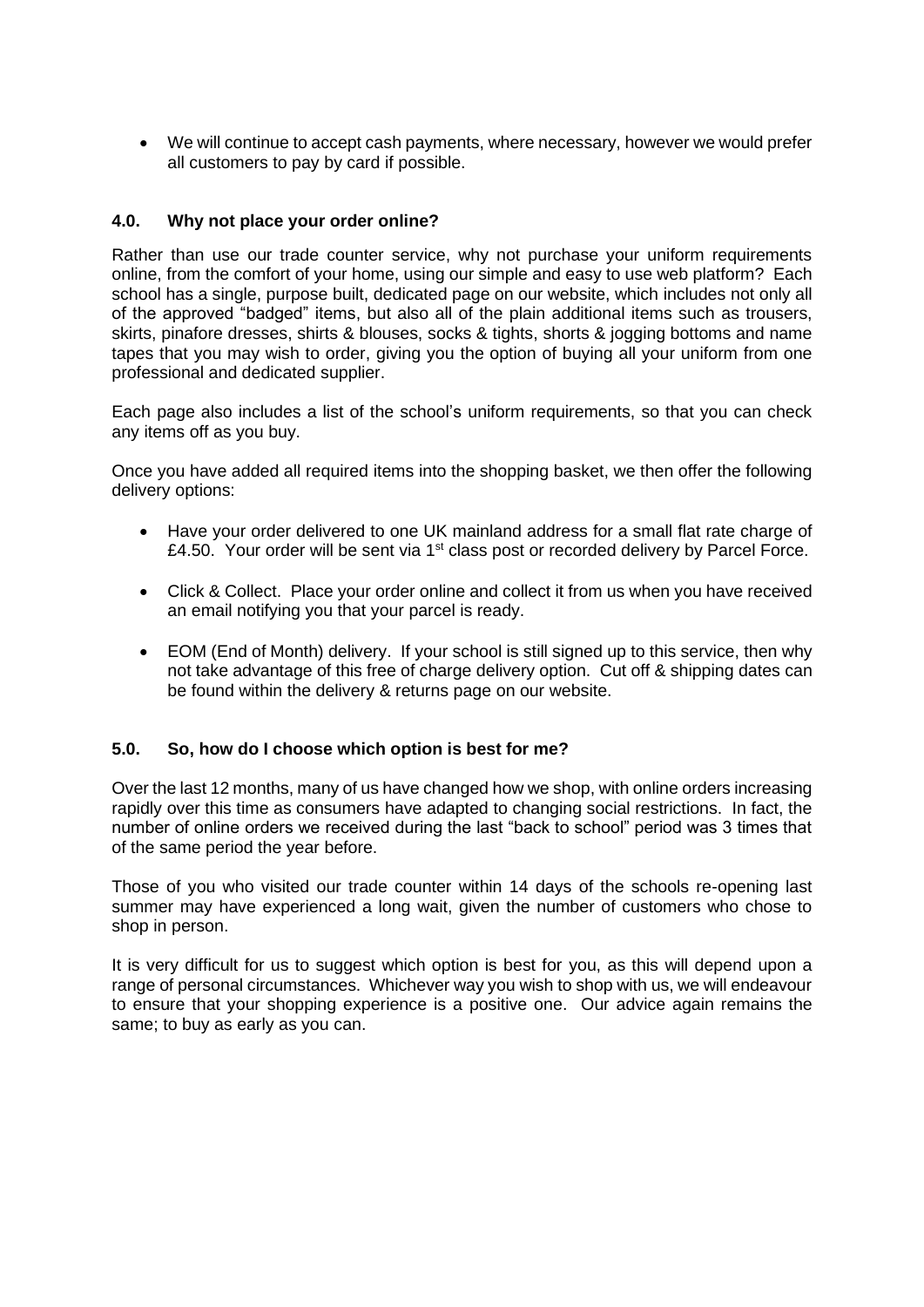- We will continue to accept cash payments, where necessary, however we would prefer all customers to pay by card if possible.

### 4.0. Why not place your order online?

Rather than use our trade counter service, why not purchase your uniform requirements online, from the comfort of your home, using our simple and easy to use web platform? Each school has a single, purpose built, dedicated page on our website, which includes not only all of the approved "badged" items, but also all of the plain additional items such as trousers, skirts, pinafore dresses, shirts & blouses, socks & tights, shorts & jogging bottoms and name tapes that you may wish to order, giving you the option of buying all your uniform from one professional and dedicated supplier.

Each page also includes a list of the school's uniform requirements, so that you can check any items off as you buy.

Once you have added all required items into the shopping basket, we then offer the following delivery options:

- Have your order delivered to one UK mainland address for a small flat rate charge of £4.50. Your order will be sent via 1st class post or recorded delivery by Parcel Force.
- Click & Collect. Place your order online and collect it from us when you have received an email notifying you that your parcel is ready.
- EOM (End of Month) delivery. If your school is still signed up to this service, then why not take advantage of this free of charge delivery option. Cut off & shipping dates can be found within the delivery & returns page on our website.

### 5.0. So, how do I choose which option is best for me?

Over the last 12 months, many of us have changed how we shop, with online orders increasing rapidly over this time as consumers have adapted to changing social restrictions. In fact, the number of online orders we received during the last "back to school" period was 3 times that of the same period the year before.

Those of you who visited our trade counter within 14 days of the schools re-opening last summer may have experienced a long wait, given the number of customers who chose to shop in person.

It is very difficult for us to suggest which option is best for you, as this will depend upon a range of personal circumstances. Whichever way you wish to shop with us, we will endeavour to ensure that your shopping experience is a positive one. Our advice again remains the same; to buy as early as you can.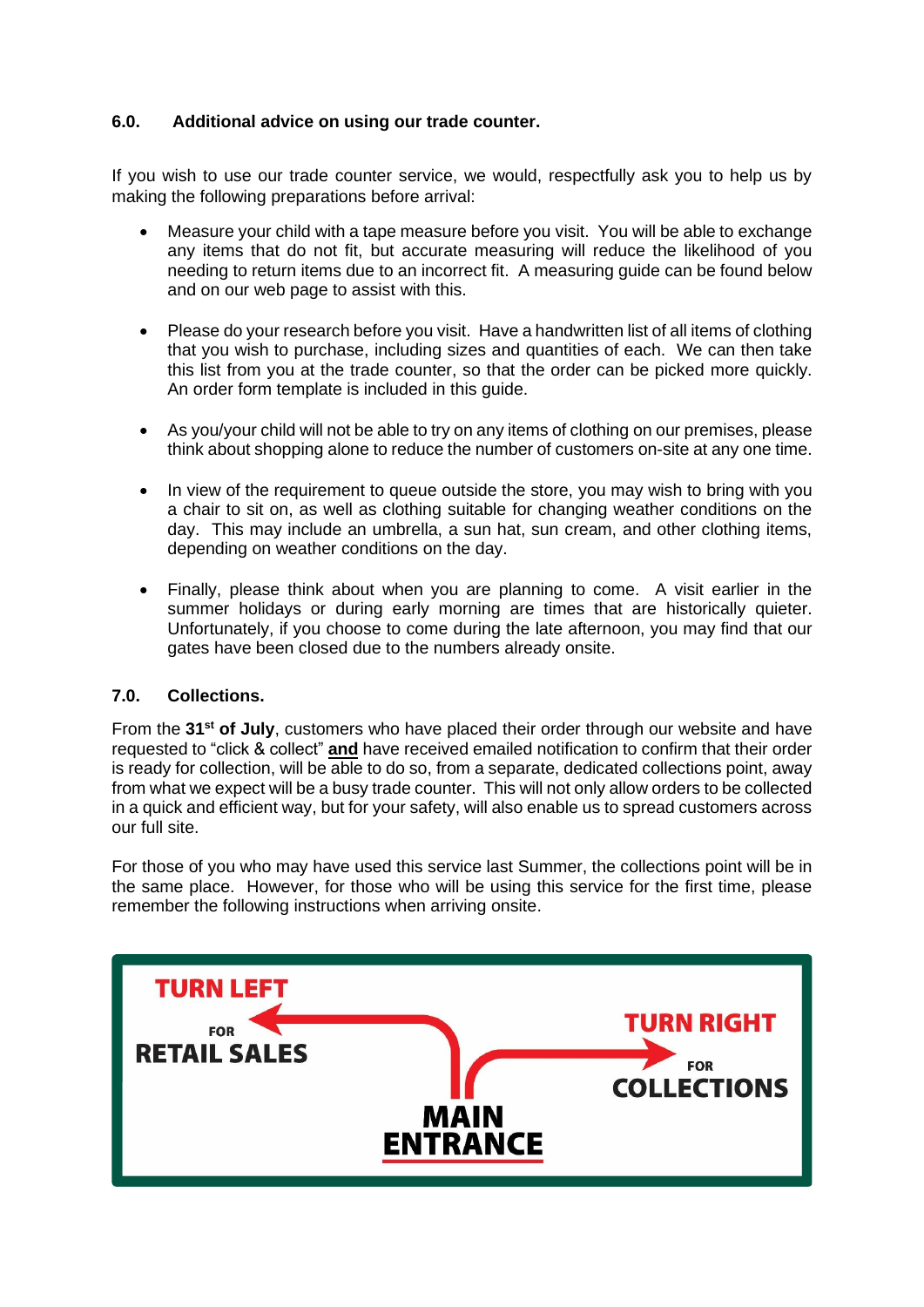### 6.0. Additional advice on using our trade counter.

If you wish to use our trade counter service, we would, respectfully ask you to help us by making the following preparations before arrival:

- Measure your child with a tape measure before you visit. You will be able to exchange any items that do not fit, but accurate measuring will reduce the likelihood of you needing to return items due to an incorrect fit. A measuring guide can be found below and on our web page to assist with this.

- Please do your research before you visit. Have a handwritten list of all items of clothing that you wish to purchase, including sizes and quantities of each. We can then take this list from you at the trade counter, so that the order can be picked more quickly. An order form template is included in this guide.

- As you/your child will not be able to try on any items of clothing on our premises, please think about shopping alone to reduce the number of customers on-site at any one time.

- In view of the requirement to queue outside the store, you may wish to bring with you a chair to sit on, as well as clothing suitable for changing weather conditions on the day. This may include an umbrella, a sun hat, sun cream, and other clothing items, depending on weather conditions on the day.

- Finally, please think about when you are planning to come. A visit earlier in the summer holidays or during early morning are times that are historically quieter. Unfortunately, if you choose to come during the late afternoon, you may find that our gates have been closed due to the numbers already onsite.

### 7.0. Collections.

From the **31st of July**, customers who have placed their order through our website and have requested to "click & collect" **and** have received emailed notification to confirm that their order is ready for collection, will be able to do so, from a separate, dedicated collections point, away from what we expect will be a busy trade counter. This will not only allow orders to be collected in a quick and efficient way, but for your safety, will also enable us to spread customers across our full site.

For those of you who may have used this service last Summer, the collections point will be in the same place. However, for those who will be using this service for the first time, please remember the following instructions when arriving onsite.

**TURN LEFT** FOR **RETAIL SALES**

**TURN RIGHT** FOR **COLLECTIONS**

**MAIN ENTRANCE**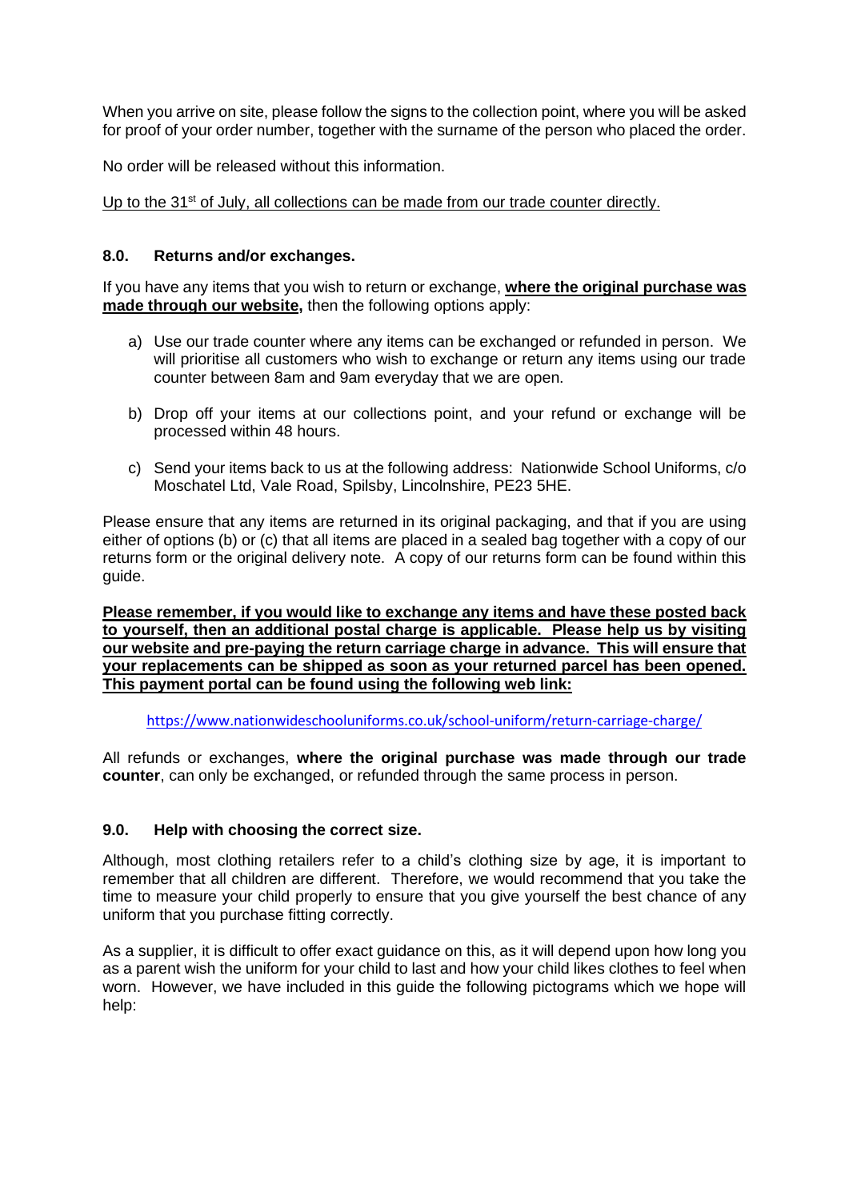When you arrive on site, please follow the signs to the collection point, where you will be asked for proof of your order number, together with the surname of the person who placed the order.

No order will be released without this information.

<u>Up to the 31st of July, all collections can be made from our trade counter directly.</u>

## 8.0. Returns and/or exchanges.

If you have any items that you wish to return or exchange, **<u>where the original purchase was made through our website,</u>** then the following options apply:

a) Use our trade counter where any items can be exchanged or refunded in person. We will prioritise all customers who wish to exchange or return any items using our trade counter between 8am and 9am everyday that we are open.

b) Drop off your items at our collections point, and your refund or exchange will be processed within 48 hours.

c) Send your items back to us at the following address: Nationwide School Uniforms, c/o Moschatel Ltd, Vale Road, Spilsby, Lincolnshire, PE23 5HE.

Please ensure that any items are returned in its original packaging, and that if you are using either of options (b) or (c) that all items are placed in a sealed bag together with a copy of our returns form or the original delivery note. A copy of our returns form can be found within this guide.

**<u>Please remember, if you would like to exchange any items and have these posted back to yourself, then an additional postal charge is applicable. Please help us by visiting our website and pre-paying the return carriage charge in advance. This will ensure that your replacements can be shipped as soon as your returned parcel has been opened. This payment portal can be found using the following web link:</u>**

https://www.nationwideschooluniforms.co.uk/school-uniform/return-carriage-charge/

All refunds or exchanges, **where the original purchase was made through our trade counter**, can only be exchanged, or refunded through the same process in person.

## 9.0. Help with choosing the correct size.

Although, most clothing retailers refer to a child's clothing size by age, it is important to remember that all children are different. Therefore, we would recommend that you take the time to measure your child properly to ensure that you give yourself the best chance of any uniform that you purchase fitting correctly.

As a supplier, it is difficult to offer exact guidance on this, as it will depend upon how long you as a parent wish the uniform for your child to last and how your child likes clothes to feel when worn. However, we have included in this guide the following pictograms which we hope will help: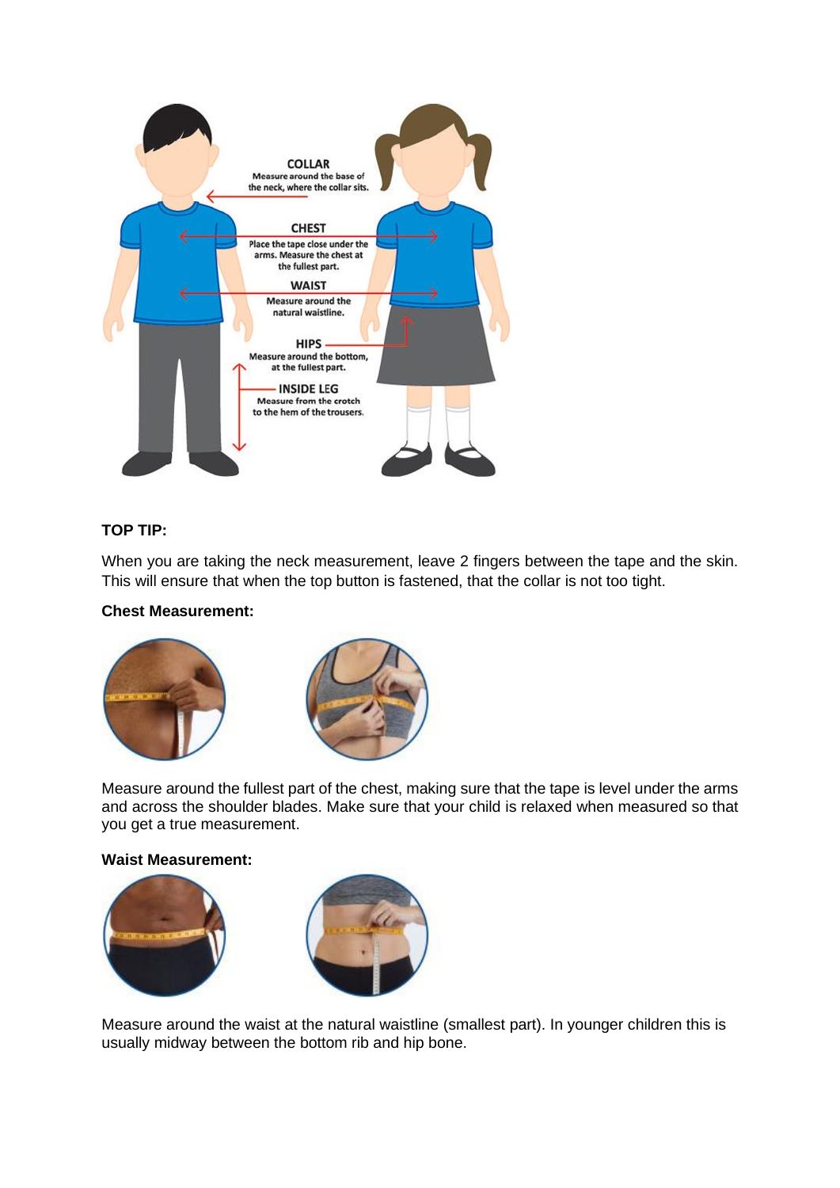COLLAR
Measure around the base of the neck, where the collar sits.

CHEST
Place the tape close under the arms. Measure the chest at the fullest part.

WAIST
Measure around the natural waistline.

HIPS
Measure around the bottom, at the fullest part.

INSIDE LEG
Measure from the crotch to the hem of the trousers.

**TOP TIP:**

When you are taking the neck measurement, leave 2 fingers between the tape and the skin. This will ensure that when the top button is fastened, that the collar is not too tight.

**Chest Measurement:**

Measure around the fullest part of the chest, making sure that the tape is level under the arms and across the shoulder blades. Make sure that your child is relaxed when measured so that you get a true measurement.

**Waist Measurement:**

Measure around the waist at the natural waistline (smallest part). In younger children this is usually midway between the bottom rib and hip bone.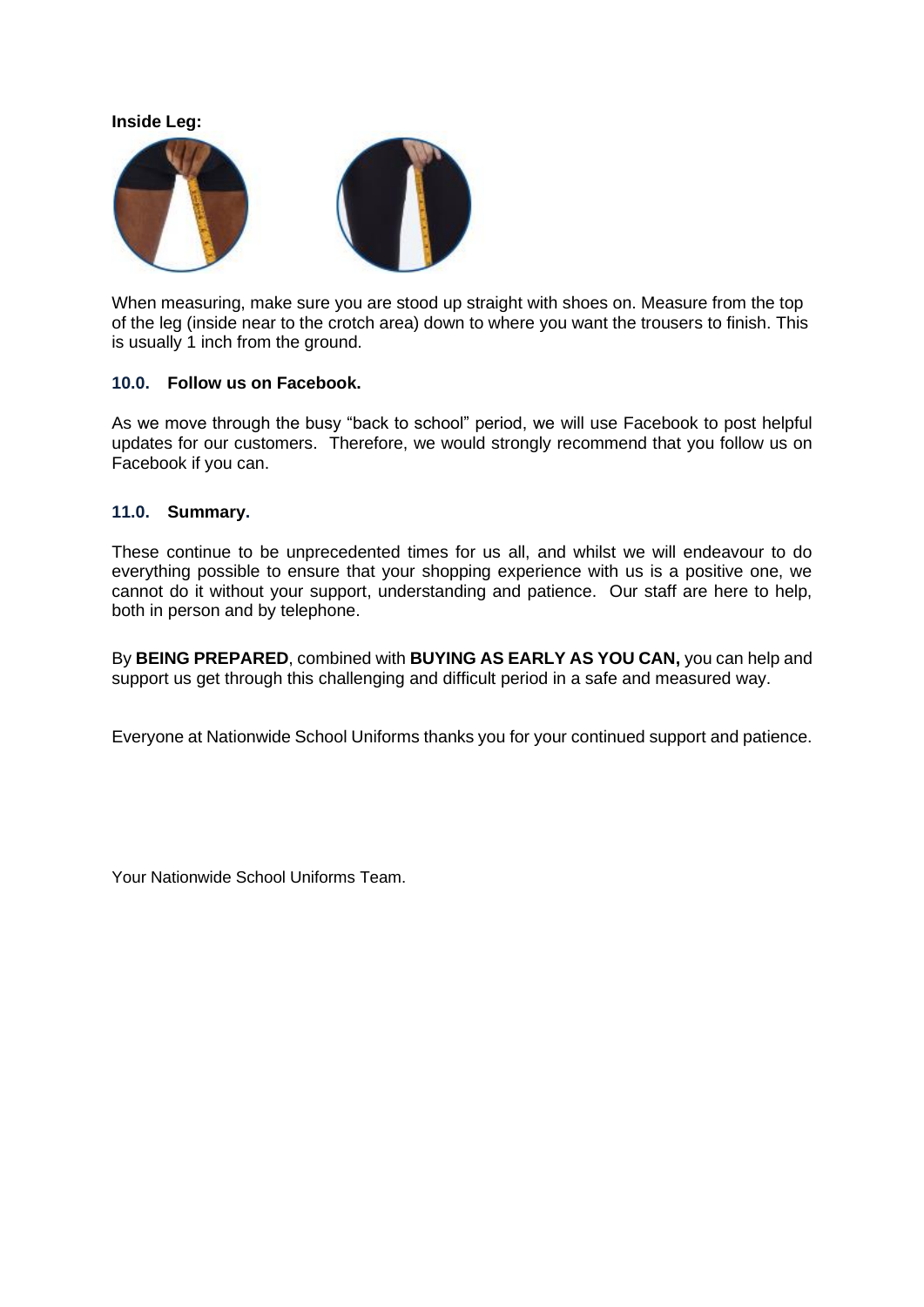**Inside Leg:**

When measuring, make sure you are stood up straight with shoes on. Measure from the top of the leg (inside near to the crotch area) down to where you want the trousers to finish. This is usually 1 inch from the ground.

### 10.0. Follow us on Facebook.

As we move through the busy "back to school" period, we will use Facebook to post helpful updates for our customers. Therefore, we would strongly recommend that you follow us on Facebook if you can.

### 11.0. Summary.

These continue to be unprecedented times for us all, and whilst we will endeavour to do everything possible to ensure that your shopping experience with us is a positive one, we cannot do it without your support, understanding and patience. Our staff are here to help, both in person and by telephone.

By **BEING PREPARED**, combined with **BUYING AS EARLY AS YOU CAN,** you can help and support us get through this challenging and difficult period in a safe and measured way.

Everyone at Nationwide School Uniforms thanks you for your continued support and patience.

Your Nationwide School Uniforms Team.